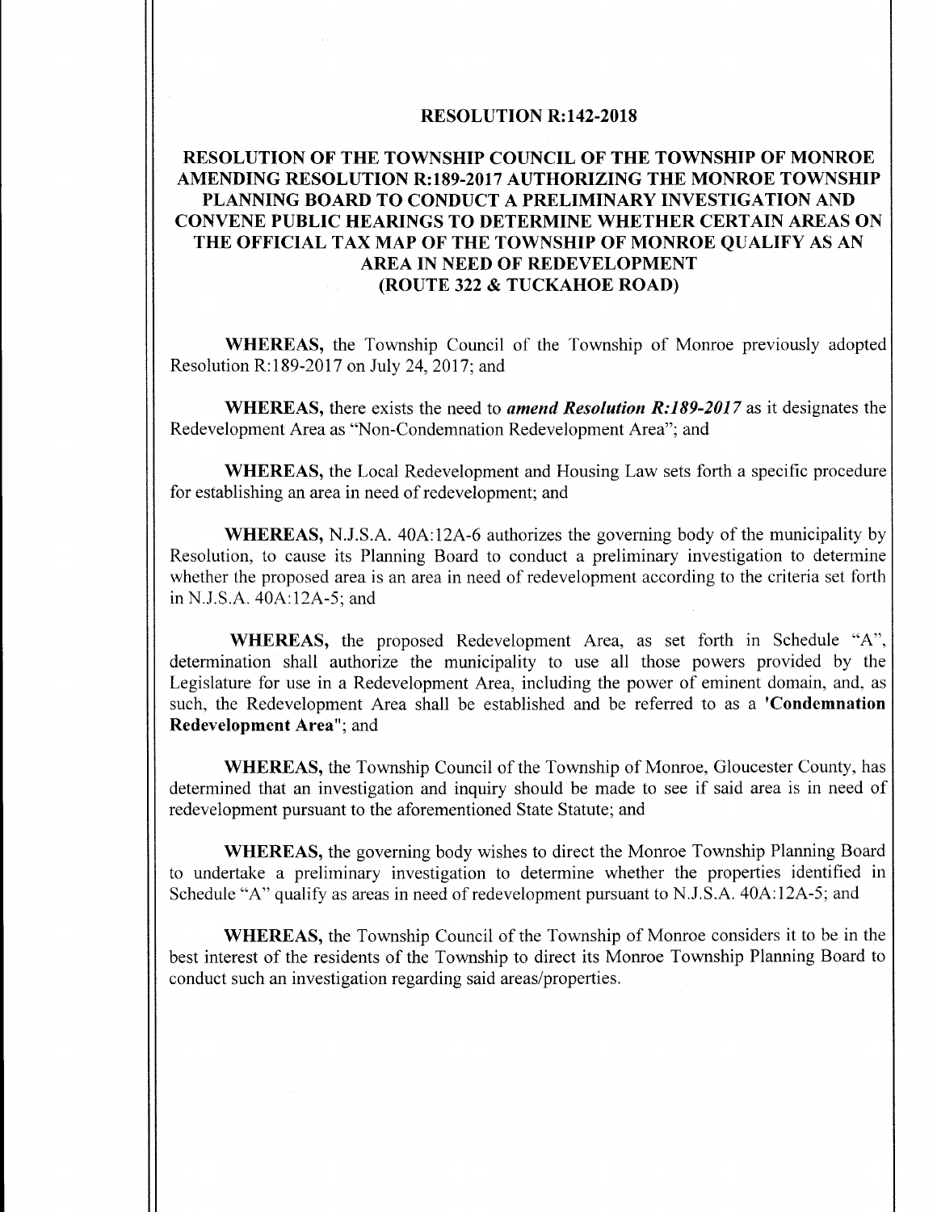# RESOLUTION R:142-2018

## RESOLUTION OF THE TOWNSHIP COUNCIL OF THE TOWNSHIP OF MONROE AMENDING RESOLUTION R:189-2017 AUTHORIZING THE MONROE TOWNSHIP PLANNING BOARD TO CONDUCT A PRELIMINARY INVESTIGATION AND CONVENE PUBLIC HEARINGS TO DETERMINE WHETHER CERTAIN AREAS ON THE OFFICIAL TAX MAP OF THE TOWNSHIP OF MONROE QUALIFY AS AN AREA IN NEED OF REDEVELOPMENT (ROUTE 322 & TUCKAHOE ROAD)

**WHEREAS,** the Township Council of the Township of Monroe previously adopted Resolution R:189-2017 on July 24, 2017; and

**WHEREAS,** there exists the need to ***amend Resolution R:189-2017*** as it designates the Redevelopment Area as "Non-Condemnation Redevelopment Area"; and

**WHEREAS,** the Local Redevelopment and Housing Law sets forth a specific procedure for establishing an area in need of redevelopment; and

**WHEREAS,** N.J.S.A. 40A:12A-6 authorizes the governing body of the municipality by Resolution, to cause its Planning Board to conduct a preliminary investigation to determine whether the proposed area is an area in need of redevelopment according to the criteria set forth in N.J.S.A. 40A:12A-5; and

**WHEREAS,** the proposed Redevelopment Area, as set forth in Schedule "A", determination shall authorize the municipality to use all those powers provided by the Legislature for use in a Redevelopment Area, including the power of eminent domain, and, as such, the Redevelopment Area shall be established and be referred to as a **'Condemnation Redevelopment Area"**; and

**WHEREAS,** the Township Council of the Township of Monroe, Gloucester County, has determined that an investigation and inquiry should be made to see if said area is in need of redevelopment pursuant to the aforementioned State Statute; and

**WHEREAS,** the governing body wishes to direct the Monroe Township Planning Board to undertake a preliminary investigation to determine whether the properties identified in Schedule "A" qualify as areas in need of redevelopment pursuant to N.J.S.A. 40A:12A-5; and

**WHEREAS,** the Township Council of the Township of Monroe considers it to be in the best interest of the residents of the Township to direct its Monroe Township Planning Board to conduct such an investigation regarding said areas/properties.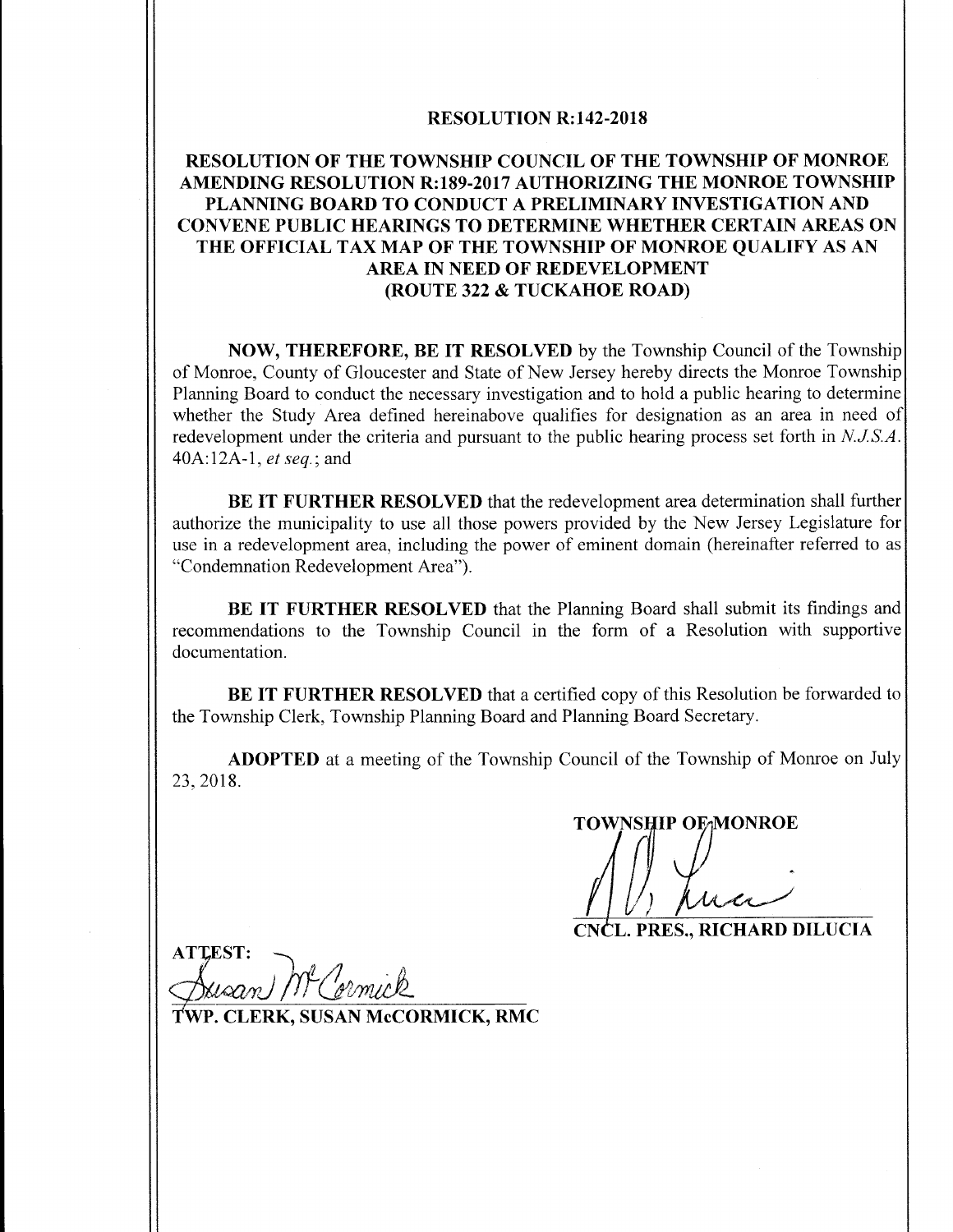**RESOLUTION R:142-2018**

**RESOLUTION OF THE TOWNSHIP COUNCIL OF THE TOWNSHIP OF MONROE AMENDING RESOLUTION R:189-2017 AUTHORIZING THE MONROE TOWNSHIP PLANNING BOARD TO CONDUCT A PRELIMINARY INVESTIGATION AND CONVENE PUBLIC HEARINGS TO DETERMINE WHETHER CERTAIN AREAS ON THE OFFICIAL TAX MAP OF THE TOWNSHIP OF MONROE QUALIFY AS AN AREA IN NEED OF REDEVELOPMENT (ROUTE 322 & TUCKAHOE ROAD)**

**NOW, THEREFORE, BE IT RESOLVED** by the Township Council of the Township of Monroe, County of Gloucester and State of New Jersey hereby directs the Monroe Township Planning Board to conduct the necessary investigation and to hold a public hearing to determine whether the Study Area defined hereinabove qualifies for designation as an area in need of redevelopment under the criteria and pursuant to the public hearing process set forth in *N.J.S.A.* 40A:12A-1, *et seq.*; and

**BE IT FURTHER RESOLVED** that the redevelopment area determination shall further authorize the municipality to use all those powers provided by the New Jersey Legislature for use in a redevelopment area, including the power of eminent domain (hereinafter referred to as "Condemnation Redevelopment Area").

**BE IT FURTHER RESOLVED** that the Planning Board shall submit its findings and recommendations to the Township Council in the form of a Resolution with supportive documentation.

**BE IT FURTHER RESOLVED** that a certified copy of this Resolution be forwarded to the Township Clerk, Township Planning Board and Planning Board Secretary.

**ADOPTED** at a meeting of the Township Council of the Township of Monroe on July 23, 2018.

**TOWNSHIP OF MONROE**

**CNCL. PRES., RICHARD DILUCIA**

**ATTEST:**

**TWP. CLERK, SUSAN McCORMICK, RMC**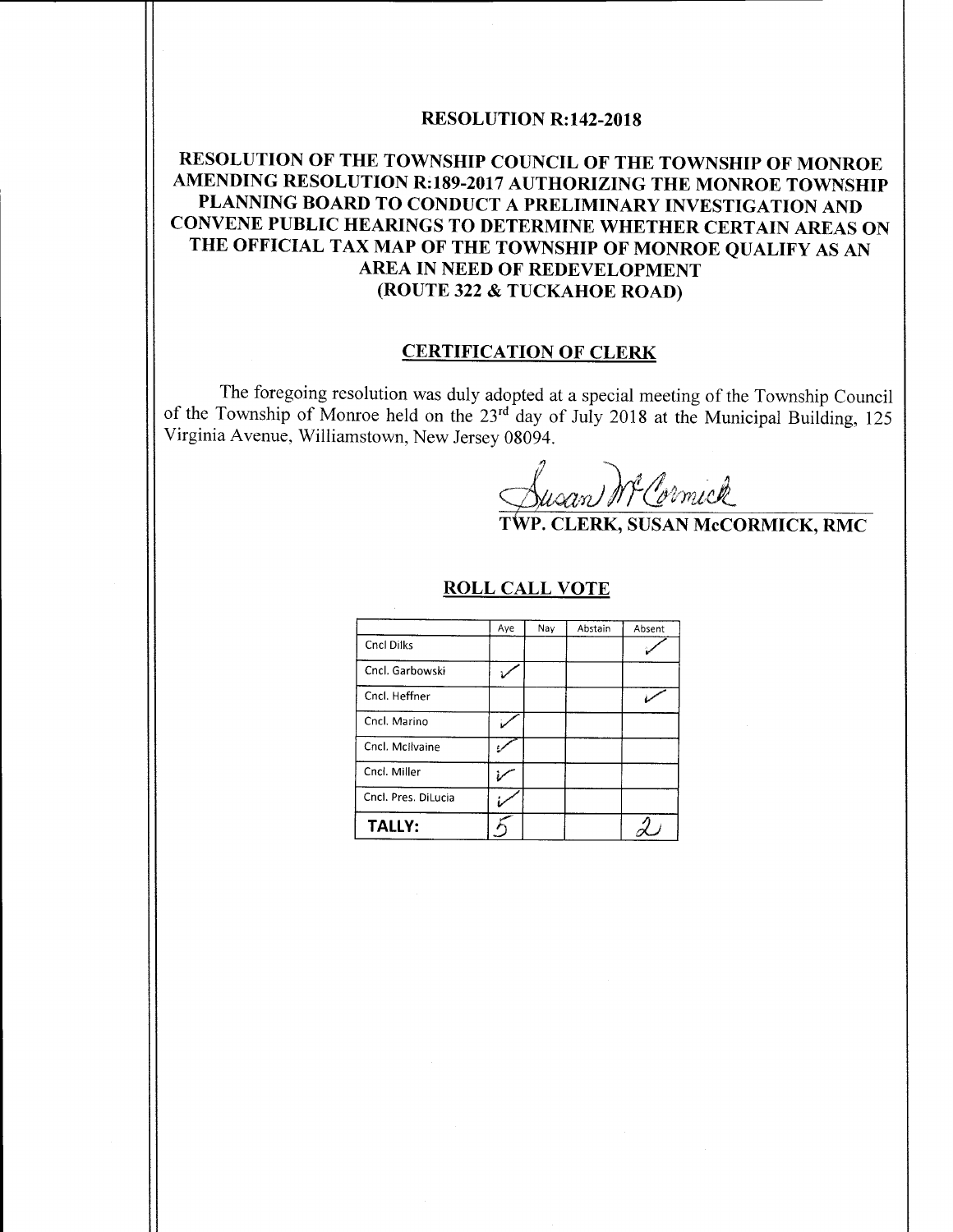**RESOLUTION R:142-2018**

**RESOLUTION OF THE TOWNSHIP COUNCIL OF THE TOWNSHIP OF MONROE AMENDING RESOLUTION R:189-2017 AUTHORIZING THE MONROE TOWNSHIP PLANNING BOARD TO CONDUCT A PRELIMINARY INVESTIGATION AND CONVENE PUBLIC HEARINGS TO DETERMINE WHETHER CERTAIN AREAS ON THE OFFICIAL TAX MAP OF THE TOWNSHIP OF MONROE QUALIFY AS AN AREA IN NEED OF REDEVELOPMENT (ROUTE 322 & TUCKAHOE ROAD)**

**CERTIFICATION OF CLERK**

The foregoing resolution was duly adopted at a special meeting of the Township Council of the Township of Monroe held on the 23rd day of July 2018 at the Municipal Building, 125 Virginia Avenue, Williamstown, New Jersey 08094.

Susan McCormick

**TWP. CLERK, SUSAN McCORMICK, RMC**

**ROLL CALL VOTE**

| | Aye | Nay | Abstain | Absent |
|---|---|---|---|---|
| Cncl Dilks | | | | ✓ |
| Cncl. Garbowski | ✓ | | | |
| Cncl. Heffner | | | | ✓ |
| Cncl. Marino | ✓ | | | |
| Cncl. McIlvaine | ✓ | | | |
| Cncl. Miller | ✓ | | | |
| Cncl. Pres. DiLucia | ✓ | | | |
| **TALLY:** | 5 | | | 2 |